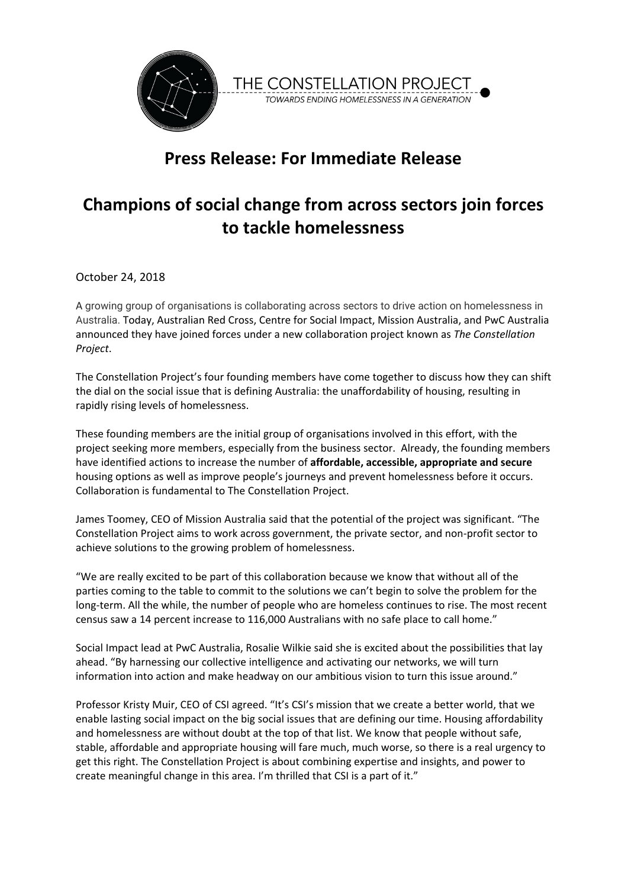THE CONSTELLATION PROJECT

*TOWARDS ENDING HOMELESSNESS IN A GENERATION*

# Press Release: For Immediate Release

# Champions of social change from across sectors join forces to tackle homelessness

October 24, 2018

A growing group of organisations is collaborating across sectors to drive action on homelessness in Australia. Today, Australian Red Cross, Centre for Social Impact, Mission Australia, and PwC Australia announced they have joined forces under a new collaboration project known as *The Constellation Project*.

The Constellation Project's four founding members have come together to discuss how they can shift the dial on the social issue that is defining Australia: the unaffordability of housing, resulting in rapidly rising levels of homelessness.

These founding members are the initial group of organisations involved in this effort, with the project seeking more members, especially from the business sector. Already, the founding members have identified actions to increase the number of **affordable, accessible, appropriate and secure** housing options as well as improve people's journeys and prevent homelessness before it occurs. Collaboration is fundamental to The Constellation Project.

James Toomey, CEO of Mission Australia said that the potential of the project was significant. "The Constellation Project aims to work across government, the private sector, and non-profit sector to achieve solutions to the growing problem of homelessness.

"We are really excited to be part of this collaboration because we know that without all of the parties coming to the table to commit to the solutions we can't begin to solve the problem for the long-term. All the while, the number of people who are homeless continues to rise. The most recent census saw a 14 percent increase to 116,000 Australians with no safe place to call home."

Social Impact lead at PwC Australia, Rosalie Wilkie said she is excited about the possibilities that lay ahead. "By harnessing our collective intelligence and activating our networks, we will turn information into action and make headway on our ambitious vision to turn this issue around."

Professor Kristy Muir, CEO of CSI agreed. "It's CSI's mission that we create a better world, that we enable lasting social impact on the big social issues that are defining our time. Housing affordability and homelessness are without doubt at the top of that list. We know that people without safe, stable, affordable and appropriate housing will fare much, much worse, so there is a real urgency to get this right. The Constellation Project is about combining expertise and insights, and power to create meaningful change in this area. I'm thrilled that CSI is a part of it."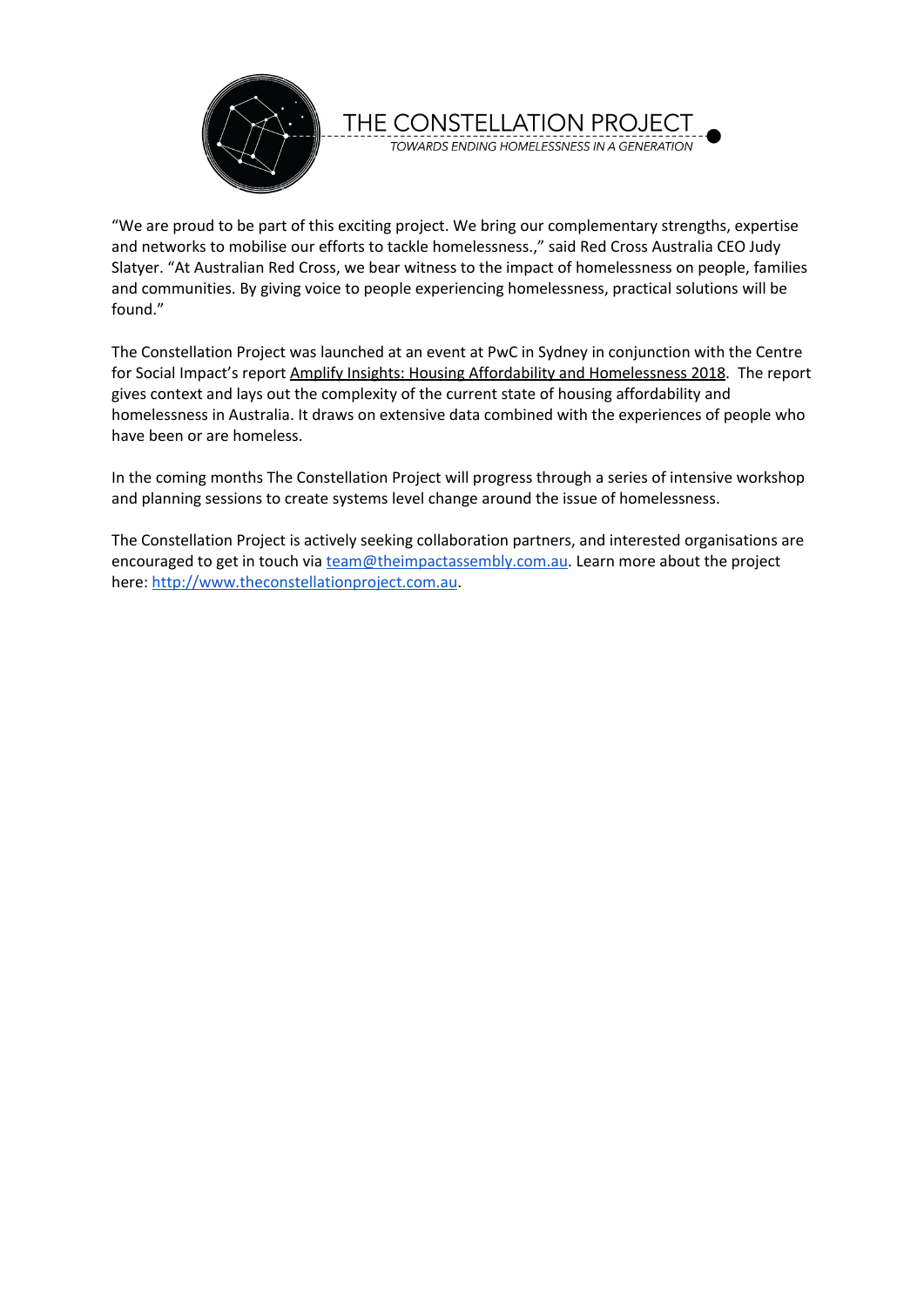THE CONSTELLATION PROJECT

*TOWARDS ENDING HOMELESSNESS IN A GENERATION*

"We are proud to be part of this exciting project. We bring our complementary strengths, expertise and networks to mobilise our efforts to tackle homelessness.," said Red Cross Australia CEO Judy Slatyer. "At Australian Red Cross, we bear witness to the impact of homelessness on people, families and communities. By giving voice to people experiencing homelessness, practical solutions will be found."

The Constellation Project was launched at an event at PwC in Sydney in conjunction with the Centre for Social Impact's report Amplify Insights: Housing Affordability and Homelessness 2018. The report gives context and lays out the complexity of the current state of housing affordability and homelessness in Australia. It draws on extensive data combined with the experiences of people who have been or are homeless.

In the coming months The Constellation Project will progress through a series of intensive workshop and planning sessions to create systems level change around the issue of homelessness.

The Constellation Project is actively seeking collaboration partners, and interested organisations are encouraged to get in touch via team@theimpactassembly.com.au. Learn more about the project here: http://www.theconstellationproject.com.au.